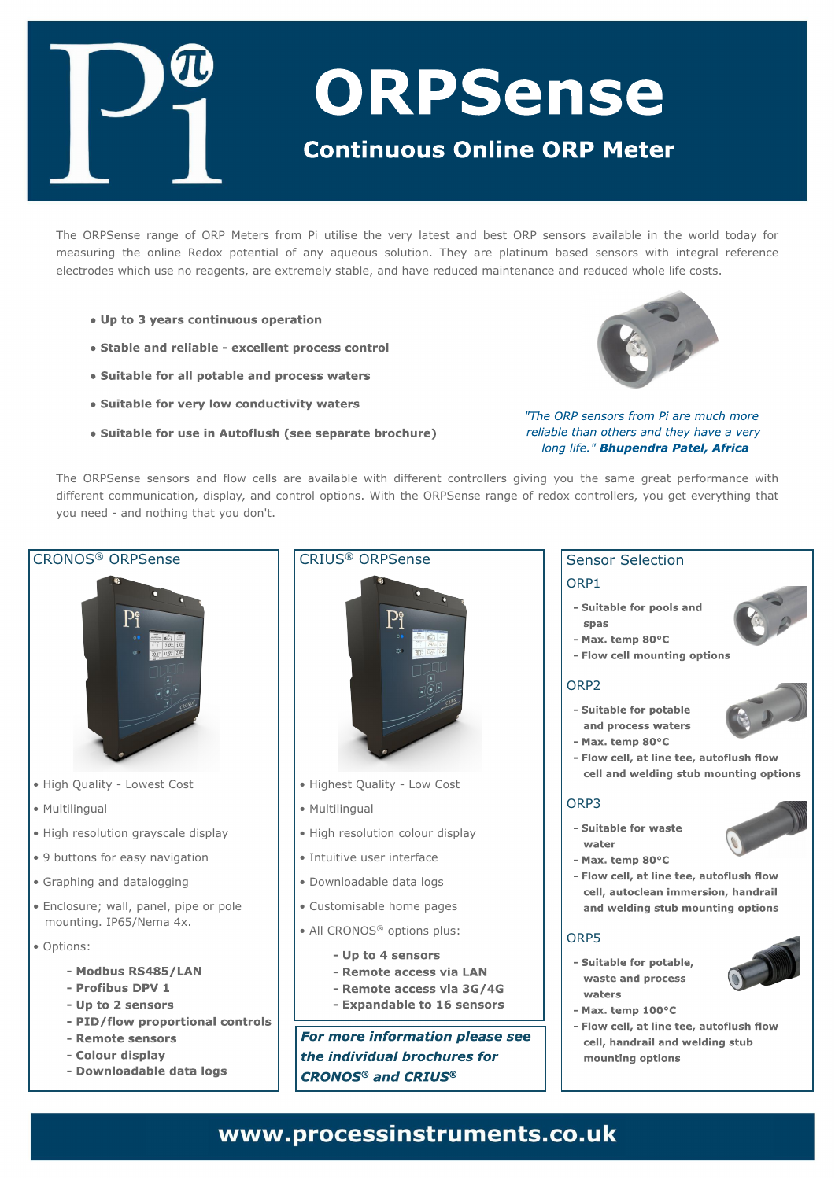# ORPSense

## Continuous Online ORP Meter

The ORPSense range of ORP Meters from Pi utilise the very latest and best ORP sensors available in the world today for measuring the online Redox potential of any aqueous solution. They are platinum based sensors with integral reference electrodes which use no reagents, are extremely stable, and have reduced maintenance and reduced whole life costs.

- **Up to 3 years continuous operation**
- **Stable and reliable - excellent process control**
- **Suitable for all potable and process waters**
- **Suitable for very low conductivity waters**
- **Suitable for use in Autoflush (see separate brochure)**

*"The ORP sensors from Pi are much more reliable than others and they have a very long life."* ***Bhupendra Patel, Africa***

The ORPSense sensors and flow cells are available with different controllers giving you the same great performance with different communication, display, and control options. With the ORPSense range of redox controllers, you get everything that you need - and nothing that you don't.

## CRONOS® ORPSense

- High Quality - Lowest Cost
- Multilingual
- High resolution grayscale display
- 9 buttons for easy navigation
- Graphing and datalogging
- Enclosure; wall, panel, pipe or pole mounting. IP65/Nema 4x.
- Options:
  - **Modbus RS485/LAN**
  - **Profibus DPV 1**
  - **Up to 2 sensors**
  - **PID/flow proportional controls**
  - **Remote sensors**
  - **Colour display**
  - **Downloadable data logs**

## CRIUS® ORPSense

- Highest Quality - Low Cost
- Multilingual
- High resolution colour display
- Intuitive user interface
- Downloadable data logs
- Customisable home pages
- All CRONOS® options plus:
  - **Up to 4 sensors**
  - **Remote access via LAN**
  - **Remote access via 3G/4G**
  - **Expandable to 16 sensors**

***For more information please see the individual brochures for CRONOS® and CRIUS®***

## Sensor Selection

### ORP1

- **Suitable for pools and spas**
- **Max. temp 80°C**
- **Flow cell mounting options**

### ORP2

- **Suitable for potable and process waters**
- **Max. temp 80°C**
- **Flow cell, at line tee, autoflush flow cell and welding stub mounting options**

### ORP3

- **Suitable for waste water**
- **Max. temp 80°C**
- **Flow cell, at line tee, autoflush flow cell, autoclean immersion, handrail and welding stub mounting options**

### ORP5

- **Suitable for potable, waste and process waters**
- **Max. temp 100°C**
- **Flow cell, at line tee, autoflush flow cell, handrail and welding stub mounting options**

**www.processinstruments.co.uk**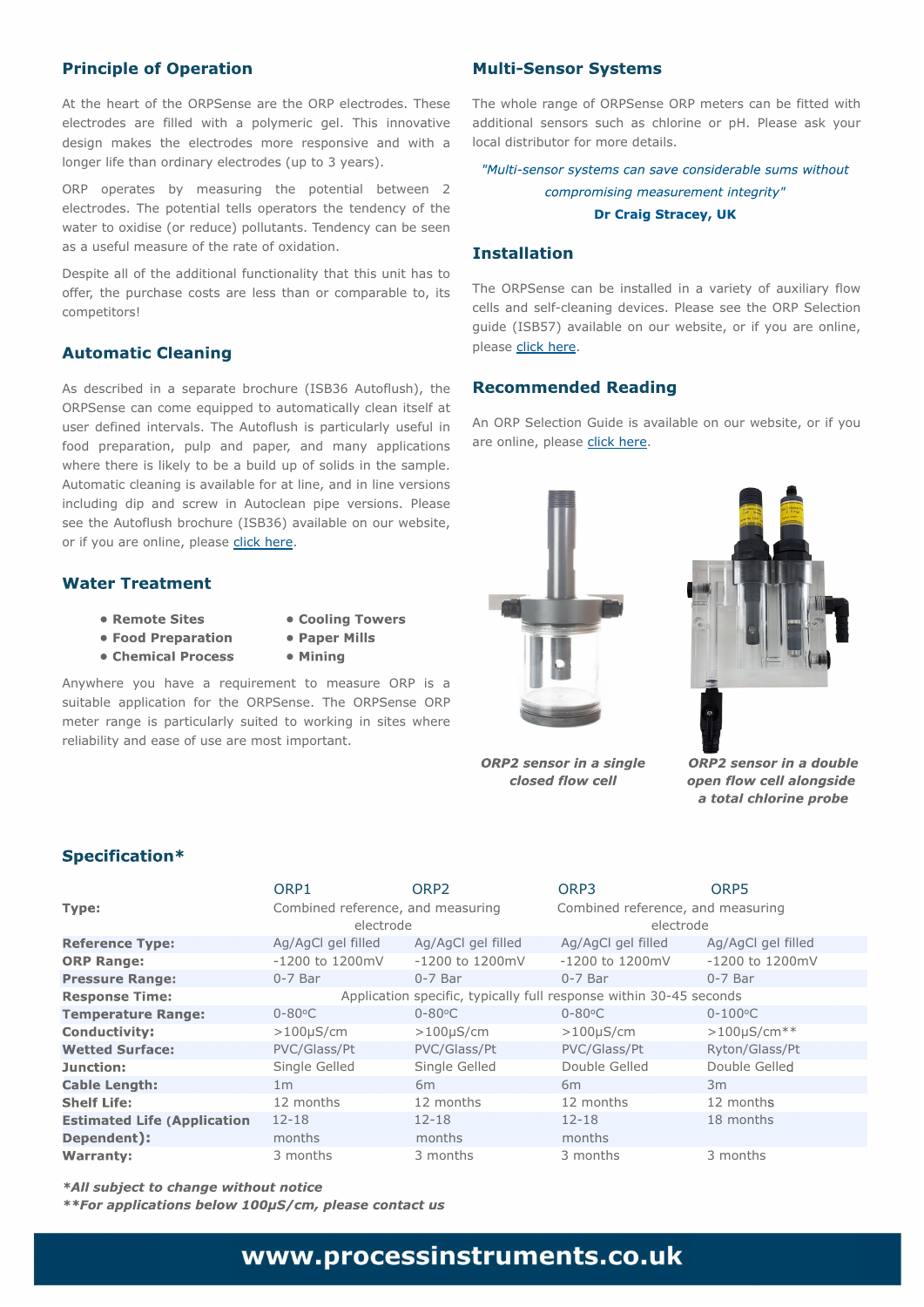## Principle of Operation

At the heart of the ORPSense are the ORP electrodes. These electrodes are filled with a polymeric gel. This innovative design makes the electrodes more responsive and with a longer life than ordinary electrodes (up to 3 years).

ORP operates by measuring the potential between 2 electrodes. The potential tells operators the tendency of the water to oxidise (or reduce) pollutants. Tendency can be seen as a useful measure of the rate of oxidation.

Despite all of the additional functionality that this unit has to offer, the purchase costs are less than or comparable to, its competitors!

## Automatic Cleaning

As described in a separate brochure (ISB36 Autoflush), the ORPSense can come equipped to automatically clean itself at user defined intervals. The Autoflush is particularly useful in food preparation, pulp and paper, and many applications where there is likely to be a build up of solids in the sample. Automatic cleaning is available for at line, and in line versions including dip and screw in Autoclean pipe versions. Please see the Autoflush brochure (ISB36) available on our website, or if you are online, please click here.

## Water Treatment

- **Remote Sites**
- **Food Preparation**
- **Chemical Process**
- **Cooling Towers**
- **Paper Mills**
- **Mining**

Anywhere you have a requirement to measure ORP is a suitable application for the ORPSense. The ORPSense ORP meter range is particularly suited to working in sites where reliability and ease of use are most important.

## Multi-Sensor Systems

The whole range of ORPSense ORP meters can be fitted with additional sensors such as chlorine or pH. Please ask your local distributor for more details.

*"Multi-sensor systems can save considerable sums without compromising measurement integrity"*

**Dr Craig Stracey, UK**

## Installation

The ORPSense can be installed in a variety of auxiliary flow cells and self-cleaning devices. Please see the ORP Selection guide (ISB57) available on our website, or if you are online, please click here.

## Recommended Reading

An ORP Selection Guide is available on our website, or if you are online, please click here.

***ORP2 sensor in a single closed flow cell***

***ORP2 sensor in a double open flow cell alongside a total chlorine probe***

## Specification*

| | ORP1 | ORP2 | ORP3 | ORP5 |
|---|---|---|---|---|
| **Type:** | Combined reference, and measuring electrode | | Combined reference, and measuring electrode | |
| **Reference Type:** | Ag/AgCl gel filled | Ag/AgCl gel filled | Ag/AgCl gel filled | Ag/AgCl gel filled |
| **ORP Range:** | -1200 to 1200mV | -1200 to 1200mV | -1200 to 1200mV | -1200 to 1200mV |
| **Pressure Range:** | 0-7 Bar | 0-7 Bar | 0-7 Bar | 0-7 Bar |
| **Response Time:** | Application specific, typically full response within 30-45 seconds | | | |
| **Temperature Range:** | 0-80°C | 0-80°C | 0-80°C | 0-100°C |
| **Conductivity:** | >100μS/cm | >100μS/cm | >100μS/cm | >100μS/cm** |
| **Wetted Surface:** | PVC/Glass/Pt | PVC/Glass/Pt | PVC/Glass/Pt | Ryton/Glass/Pt |
| **Junction:** | Single Gelled | Single Gelled | Double Gelled | Double Gelled |
| **Cable Length:** | 1m | 6m | 6m | 3m |
| **Shelf Life:** | 12 months | 12 months | 12 months | 12 months |
| **Estimated Life (Application Dependent):** | 12-18 months | 12-18 months | 12-18 months | 18 months |
| **Warranty:** | 3 months | 3 months | 3 months | 3 months |

***All subject to change without notice***
*****For applications below 100μS/cm, please contact us***

**www.processinstruments.co.uk**